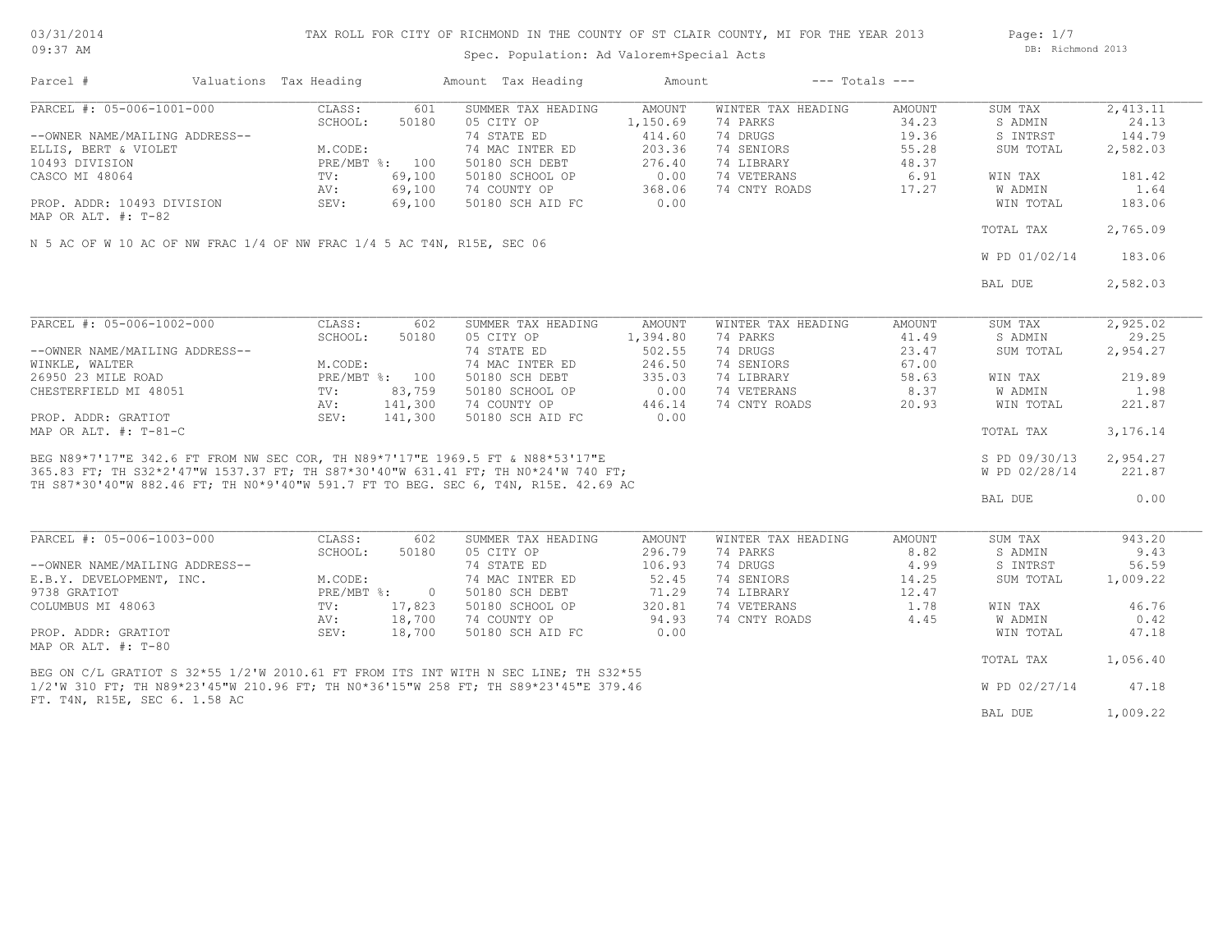# TAX ROLL FOR CITY OF RICHMOND IN THE COUNTY OF ST CLAIR COUNTY, MI FOR THE YEAR 2013

03/31/2014
09:37 AM

Spec. Population: Ad Valorem+Special Acts

DB: Richmond 2013

| Parcel # | Valuations | Tax Heading | Amount | Tax Heading | Amount | --- Totals --- | |
|---|---|---|---|---|---|---|---|

## PARCEL #: 05-006-1001-000

| | | | | | | | |
|---|---|---|---|---|---|---|---|
| PARCEL #: 05-006-1001-000 | CLASS: 601 | SUMMER TAX HEADING | AMOUNT | WINTER TAX HEADING | AMOUNT | SUM TAX | 2,413.11 |
| | SCHOOL: 50180 | 05 CITY OP | 1,150.69 | 74 PARKS | 34.23 | S ADMIN | 24.13 |
| --OWNER NAME/MAILING ADDRESS-- | | 74 STATE ED | 414.60 | 74 DRUGS | 19.36 | S INTRST | 144.79 |
| ELLIS, BERT & VIOLET | M.CODE: | 74 MAC INTER ED | 203.36 | 74 SENIORS | 55.28 | SUM TOTAL | 2,582.03 |
| 10493 DIVISION | PRE/MBT %: 100 | 50180 SCH DEBT | 276.40 | 74 LIBRARY | 48.37 | | |
| CASCO MI 48064 | TV: 69,100 | 50180 SCHOOL OP | 0.00 | 74 VETERANS | 6.91 | WIN TAX | 181.42 |
| | AV: 69,100 | 74 COUNTY OP | 368.06 | 74 CNTY ROADS | 17.27 | W ADMIN | 1.64 |
| PROP. ADDR: 10493 DIVISION | SEV: 69,100 | 50180 SCH AID FC | 0.00 | | | WIN TOTAL | 183.06 |
| MAP OR ALT. #: T-82 | | | | | | | |
| | | | | | | TOTAL TAX | 2,765.09 |
| | | | | | | W PD 01/02/14 | 183.06 |
| | | | | | | BAL DUE | 2,582.03 |

N 5 AC OF W 10 AC OF NW FRAC 1/4 OF NW FRAC 1/4 5 AC T4N, R15E, SEC 06

## PARCEL #: 05-006-1002-000

| | | | | | | | |
|---|---|---|---|---|---|---|---|
| PARCEL #: 05-006-1002-000 | CLASS: 602 | SUMMER TAX HEADING | AMOUNT | WINTER TAX HEADING | AMOUNT | SUM TAX | 2,925.02 |
| | SCHOOL: 50180 | 05 CITY OP | 1,394.80 | 74 PARKS | 41.49 | S ADMIN | 29.25 |
| --OWNER NAME/MAILING ADDRESS-- | | 74 STATE ED | 502.55 | 74 DRUGS | 23.47 | SUM TOTAL | 2,954.27 |
| WINKLE, WALTER | M.CODE: | 74 MAC INTER ED | 246.50 | 74 SENIORS | 67.00 | | |
| 26950 23 MILE ROAD | PRE/MBT %: 100 | 50180 SCH DEBT | 335.03 | 74 LIBRARY | 58.63 | WIN TAX | 219.89 |
| CHESTERFIELD MI 48051 | TV: 83,759 | 50180 SCHOOL OP | 0.00 | 74 VETERANS | 8.37 | W ADMIN | 1.98 |
| | AV: 141,300 | 74 COUNTY OP | 446.14 | 74 CNTY ROADS | 20.93 | WIN TOTAL | 221.87 |
| PROP. ADDR: GRATIOT | SEV: 141,300 | 50180 SCH AID FC | 0.00 | | | | |
| MAP OR ALT. #: T-81-C | | | | | | TOTAL TAX | 3,176.14 |
| | | | | | | S PD 09/30/13 | 2,954.27 |
| | | | | | | W PD 02/28/14 | 221.87 |
| | | | | | | BAL DUE | 0.00 |

BEG N89*7'17"E 342.6 FT FROM NW SEC COR, TH N89*7'17"E 1969.5 FT & N88*53'17"E 365.83 FT; TH S32*2'47"W 1537.37 FT; TH S87*30'40"W 631.41 FT; TH N0*24'W 740 FT; TH S87*30'40"W 882.46 FT; TH N0*9'40"W 591.7 FT TO BEG. SEC 6, T4N, R15E. 42.69 AC

## PARCEL #: 05-006-1003-000

| | | | | | | | |
|---|---|---|---|---|---|---|---|
| PARCEL #: 05-006-1003-000 | CLASS: 602 | SUMMER TAX HEADING | AMOUNT | WINTER TAX HEADING | AMOUNT | SUM TAX | 943.20 |
| | SCHOOL: 50180 | 05 CITY OP | 296.79 | 74 PARKS | 8.82 | S ADMIN | 9.43 |
| --OWNER NAME/MAILING ADDRESS-- | | 74 STATE ED | 106.93 | 74 DRUGS | 4.99 | S INTRST | 56.59 |
| E.B.Y. DEVELOPMENT, INC. | M.CODE: | 74 MAC INTER ED | 52.45 | 74 SENIORS | 14.25 | SUM TOTAL | 1,009.22 |
| 9738 GRATIOT | PRE/MBT %: 0 | 50180 SCH DEBT | 71.29 | 74 LIBRARY | 12.47 | | |
| COLUMBUS MI 48063 | TV: 17,823 | 50180 SCHOOL OP | 320.81 | 74 VETERANS | 1.78 | WIN TAX | 46.76 |
| | AV: 18,700 | 74 COUNTY OP | 94.93 | 74 CNTY ROADS | 4.45 | W ADMIN | 0.42 |
| PROP. ADDR: GRATIOT | SEV: 18,700 | 50180 SCH AID FC | 0.00 | | | WIN TOTAL | 47.18 |
| MAP OR ALT. #: T-80 | | | | | | | |
| | | | | | | TOTAL TAX | 1,056.40 |
| | | | | | | W PD 02/27/14 | 47.18 |
| | | | | | | BAL DUE | 1,009.22 |

BEG ON C/L GRATIOT S 32*55 1/2'W 2010.61 FT FROM ITS INT WITH N SEC LINE; TH S32*55 1/2'W 310 FT; TH N89*23'45"W 210.96 FT; TH N0*36'15"W 258 FT; TH S89*23'45"E 379.46 FT. T4N, R15E, SEC 6. 1.58 AC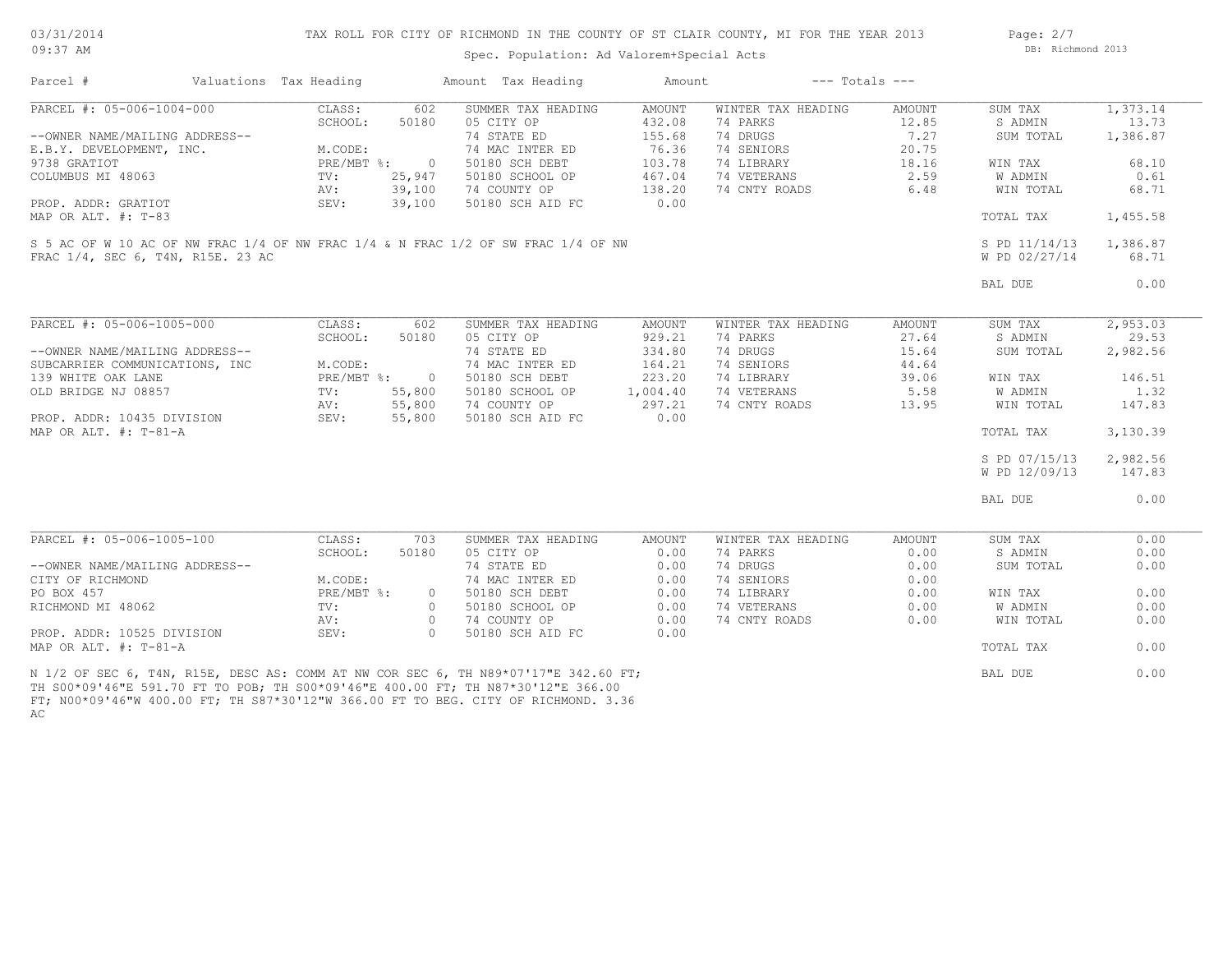# TAX ROLL FOR CITY OF RICHMOND IN THE COUNTY OF ST CLAIR COUNTY, MI FOR THE YEAR 2013

Spec. Population: Ad Valorem+Special Acts

| Parcel # | Valuations | Tax Heading | Amount | Tax Heading | Amount | --- Totals --- | |
|---|---|---|---|---|---|---|---|

## PARCEL #: 05-006-1004-000

| Owner / Address | Valuations | | Summer Tax Heading | Amount | Winter Tax Heading | Amount | Totals | |
|---|---|---|---|---|---|---|---|---|
| --OWNER NAME/MAILING ADDRESS-- | CLASS: | 602 | SUMMER TAX HEADING | AMOUNT | WINTER TAX HEADING | AMOUNT | SUM TAX | 1,373.14 |
| E.B.Y. DEVELOPMENT, INC. | SCHOOL: | 50180 | 05 CITY OP | 432.08 | 74 PARKS | 12.85 | S ADMIN | 13.73 |
| 9738 GRATIOT | M.CODE: | | 74 STATE ED | 155.68 | 74 DRUGS | 7.27 | SUM TOTAL | 1,386.87 |
| COLUMBUS MI 48063 | PRE/MBT %: | 0 | 74 MAC INTER ED | 76.36 | 74 SENIORS | 20.75 | | |
| | TV: | 25,947 | 50180 SCH DEBT | 103.78 | 74 LIBRARY | 18.16 | WIN TAX | 68.10 |
| PROP. ADDR: GRATIOT | AV: | 39,100 | 50180 SCHOOL OP | 467.04 | 74 VETERANS | 2.59 | W ADMIN | 0.61 |
| MAP OR ALT. #: T-83 | SEV: | 39,100 | 74 COUNTY OP | 138.20 | 74 CNTY ROADS | 6.48 | WIN TOTAL | 68.71 |
| | | | 50180 SCH AID FC | 0.00 | | | | |
| | | | | | | | TOTAL TAX | 1,455.58 |
| | | | | | | | S PD 11/14/13 | 1,386.87 |
| | | | | | | | W PD 02/27/14 | 68.71 |
| | | | | | | | BAL DUE | 0.00 |

S 5 AC OF W 10 AC OF NW FRAC 1/4 OF NW FRAC 1/4 & N FRAC 1/2 OF SW FRAC 1/4 OF NW FRAC 1/4, SEC 6, T4N, R15E. 23 AC

## PARCEL #: 05-006-1005-000

| Owner / Address | Valuations | | Summer Tax Heading | Amount | Winter Tax Heading | Amount | Totals | |
|---|---|---|---|---|---|---|---|---|
| --OWNER NAME/MAILING ADDRESS-- | CLASS: | 602 | SUMMER TAX HEADING | AMOUNT | WINTER TAX HEADING | AMOUNT | SUM TAX | 2,953.03 |
| SUBCARRIER COMMUNICATIONS, INC | SCHOOL: | 50180 | 05 CITY OP | 929.21 | 74 PARKS | 27.64 | S ADMIN | 29.53 |
| 139 WHITE OAK LANE | M.CODE: | | 74 STATE ED | 334.80 | 74 DRUGS | 15.64 | SUM TOTAL | 2,982.56 |
| OLD BRIDGE NJ 08857 | PRE/MBT %: | 0 | 74 MAC INTER ED | 164.21 | 74 SENIORS | 44.64 | | |
| | TV: | 55,800 | 50180 SCH DEBT | 223.20 | 74 LIBRARY | 39.06 | WIN TAX | 146.51 |
| PROP. ADDR: 10435 DIVISION | AV: | 55,800 | 50180 SCHOOL OP | 1,004.40 | 74 VETERANS | 5.58 | W ADMIN | 1.32 |
| MAP OR ALT. #: T-81-A | SEV: | 55,800 | 74 COUNTY OP | 297.21 | 74 CNTY ROADS | 13.95 | WIN TOTAL | 147.83 |
| | | | 50180 SCH AID FC | 0.00 | | | | |
| | | | | | | | TOTAL TAX | 3,130.39 |
| | | | | | | | S PD 07/15/13 | 2,982.56 |
| | | | | | | | W PD 12/09/13 | 147.83 |
| | | | | | | | BAL DUE | 0.00 |

## PARCEL #: 05-006-1005-100

| Owner / Address | Valuations | | Summer Tax Heading | Amount | Winter Tax Heading | Amount | Totals | |
|---|---|---|---|---|---|---|---|---|
| --OWNER NAME/MAILING ADDRESS-- | CLASS: | 703 | SUMMER TAX HEADING | AMOUNT | WINTER TAX HEADING | AMOUNT | SUM TAX | 0.00 |
| CITY OF RICHMOND | SCHOOL: | 50180 | 05 CITY OP | 0.00 | 74 PARKS | 0.00 | S ADMIN | 0.00 |
| PO BOX 457 | M.CODE: | | 74 STATE ED | 0.00 | 74 DRUGS | 0.00 | SUM TOTAL | 0.00 |
| RICHMOND MI 48062 | PRE/MBT %: | 0 | 74 MAC INTER ED | 0.00 | 74 SENIORS | 0.00 | | |
| | TV: | 0 | 50180 SCH DEBT | 0.00 | 74 LIBRARY | 0.00 | WIN TAX | 0.00 |
| PROP. ADDR: 10525 DIVISION | AV: | 0 | 50180 SCHOOL OP | 0.00 | 74 VETERANS | 0.00 | W ADMIN | 0.00 |
| MAP OR ALT. #: T-81-A | SEV: | 0 | 74 COUNTY OP | 0.00 | 74 CNTY ROADS | 0.00 | WIN TOTAL | 0.00 |
| | | | 50180 SCH AID FC | 0.00 | | | | |
| | | | | | | | TOTAL TAX | 0.00 |
| | | | | | | | BAL DUE | 0.00 |

N 1/2 OF SEC 6, T4N, R15E, DESC AS: COMM AT NW COR SEC 6, TH N89*07'17"E 342.60 FT; TH S00*09'46"E 591.70 FT TO POB; TH S00*09'46"E 400.00 FT; TH N87*30'12"E 366.00 FT; N00*09'46"W 400.00 FT; TH S87*30'12"W 366.00 FT TO BEG. CITY OF RICHMOND. 3.36 AC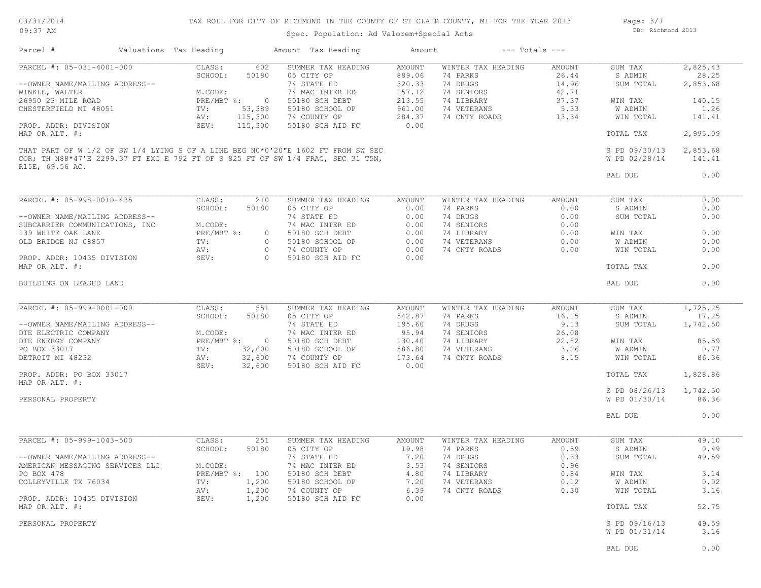# TAX ROLL FOR CITY OF RICHMOND IN THE COUNTY OF ST CLAIR COUNTY, MI FOR THE YEAR 2013

Spec. Population: Ad Valorem+Special Acts

| Parcel # | Valuations | Tax Heading | Amount | Tax Heading | Amount | --- Totals --- | |
|---|---|---|---|---|---|---|---|

## PARCEL #: 05-031-4001-000

| | | | | | | | |
|---|---|---|---|---|---|---|---|
| | CLASS: 602 | SUMMER TAX HEADING | AMOUNT | WINTER TAX HEADING | AMOUNT | SUM TAX | 2,825.43 |
| | SCHOOL: 50180 | 05 CITY OP | 889.06 | 74 PARKS | 26.44 | S ADMIN | 28.25 |
| --OWNER NAME/MAILING ADDRESS-- | | 74 STATE ED | 320.33 | 74 DRUGS | 14.96 | SUM TOTAL | 2,853.68 |
| WINKLE, WALTER | M.CODE: | 74 MAC INTER ED | 157.12 | 74 SENIORS | 42.71 | | |
| 26950 23 MILE ROAD | PRE/MBT %: 0 | 50180 SCH DEBT | 213.55 | 74 LIBRARY | 37.37 | WIN TAX | 140.15 |
| CHESTERFIELD MI 48051 | TV: 53,389 | 50180 SCHOOL OP | 961.00 | 74 VETERANS | 5.33 | W ADMIN | 1.26 |
| | AV: 115,300 | 74 COUNTY OP | 284.37 | 74 CNTY ROADS | 13.34 | WIN TOTAL | 141.41 |
| PROP. ADDR: DIVISION | SEV: 115,300 | 50180 SCH AID FC | 0.00 | | | | |
| MAP OR ALT. #: | | | | | | TOTAL TAX | 2,995.09 |
| | | | | | | S PD 09/30/13 | 2,853.68 |
| | | | | | | W PD 02/28/14 | 141.41 |
| | | | | | | BAL DUE | 0.00 |

THAT PART OF W 1/2 OF SW 1/4 LYING S OF A LINE BEG N0*0'20"E 1602 FT FROM SW SEC COR; TH N88*47'E 2299.37 FT EXC E 792 FT OF S 825 FT OF SW 1/4 FRAC, SEC 31 T5N, R15E, 69.56 AC.

## PARCEL #: 05-998-0010-435

| | | | | | | | |
|---|---|---|---|---|---|---|---|
| | CLASS: 210 | SUMMER TAX HEADING | AMOUNT | WINTER TAX HEADING | AMOUNT | SUM TAX | 0.00 |
| | SCHOOL: 50180 | 05 CITY OP | 0.00 | 74 PARKS | 0.00 | S ADMIN | 0.00 |
| --OWNER NAME/MAILING ADDRESS-- | | 74 STATE ED | 0.00 | 74 DRUGS | 0.00 | SUM TOTAL | 0.00 |
| SUBCARRIER COMMUNICATIONS, INC | M.CODE: | 74 MAC INTER ED | 0.00 | 74 SENIORS | 0.00 | | |
| 139 WHITE OAK LANE | PRE/MBT %: 0 | 50180 SCH DEBT | 0.00 | 74 LIBRARY | 0.00 | WIN TAX | 0.00 |
| OLD BRIDGE NJ 08857 | TV: 0 | 50180 SCHOOL OP | 0.00 | 74 VETERANS | 0.00 | W ADMIN | 0.00 |
| | AV: 0 | 74 COUNTY OP | 0.00 | 74 CNTY ROADS | 0.00 | WIN TOTAL | 0.00 |
| PROP. ADDR: 10435 DIVISION | SEV: 0 | 50180 SCH AID FC | 0.00 | | | | |
| MAP OR ALT. #: | | | | | | TOTAL TAX | 0.00 |
| | | | | | | BAL DUE | 0.00 |

BUILDING ON LEASED LAND

## PARCEL #: 05-999-0001-000

| | | | | | | | |
|---|---|---|---|---|---|---|---|
| | CLASS: 551 | SUMMER TAX HEADING | AMOUNT | WINTER TAX HEADING | AMOUNT | SUM TAX | 1,725.25 |
| | SCHOOL: 50180 | 05 CITY OP | 542.87 | 74 PARKS | 16.15 | S ADMIN | 17.25 |
| --OWNER NAME/MAILING ADDRESS-- | | 74 STATE ED | 195.60 | 74 DRUGS | 9.13 | SUM TOTAL | 1,742.50 |
| DTE ELECTRIC COMPANY | M.CODE: | 74 MAC INTER ED | 95.94 | 74 SENIORS | 26.08 | | |
| DTE ENERGY COMPANY | PRE/MBT %: 0 | 50180 SCH DEBT | 130.40 | 74 LIBRARY | 22.82 | WIN TAX | 85.59 |
| PO BOX 33017 | TV: 32,600 | 50180 SCHOOL OP | 586.80 | 74 VETERANS | 3.26 | W ADMIN | 0.77 |
| DETROIT MI 48232 | AV: 32,600 | 74 COUNTY OP | 173.64 | 74 CNTY ROADS | 8.15 | WIN TOTAL | 86.36 |
| | SEV: 32,600 | 50180 SCH AID FC | 0.00 | | | | |
| PROP. ADDR: PO BOX 33017 | | | | | | TOTAL TAX | 1,828.86 |
| MAP OR ALT. #: | | | | | | | |
| | | | | | | S PD 08/26/13 | 1,742.50 |
| PERSONAL PROPERTY | | | | | | W PD 01/30/14 | 86.36 |
| | | | | | | BAL DUE | 0.00 |

## PARCEL #: 05-999-1043-500

| | | | | | | | |
|---|---|---|---|---|---|---|---|
| | CLASS: 251 | SUMMER TAX HEADING | AMOUNT | WINTER TAX HEADING | AMOUNT | SUM TAX | 49.10 |
| | SCHOOL: 50180 | 05 CITY OP | 19.98 | 74 PARKS | 0.59 | S ADMIN | 0.49 |
| --OWNER NAME/MAILING ADDRESS-- | | 74 STATE ED | 7.20 | 74 DRUGS | 0.33 | SUM TOTAL | 49.59 |
| AMERICAN MESSAGING SERVICES LLC | M.CODE: | 74 MAC INTER ED | 3.53 | 74 SENIORS | 0.96 | | |
| PO BOX 478 | PRE/MBT %: 100 | 50180 SCH DEBT | 4.80 | 74 LIBRARY | 0.84 | WIN TAX | 3.14 |
| COLLEYVILLE TX 76034 | TV: 1,200 | 50180 SCHOOL OP | 7.20 | 74 VETERANS | 0.12 | W ADMIN | 0.02 |
| | AV: 1,200 | 74 COUNTY OP | 6.39 | 74 CNTY ROADS | 0.30 | WIN TOTAL | 3.16 |
| PROP. ADDR: 10435 DIVISION | SEV: 1,200 | 50180 SCH AID FC | 0.00 | | | | |
| MAP OR ALT. #: | | | | | | TOTAL TAX | 52.75 |
| PERSONAL PROPERTY | | | | | | S PD 09/16/13 | 49.59 |
| | | | | | | W PD 01/31/14 | 3.16 |
| | | | | | | BAL DUE | 0.00 |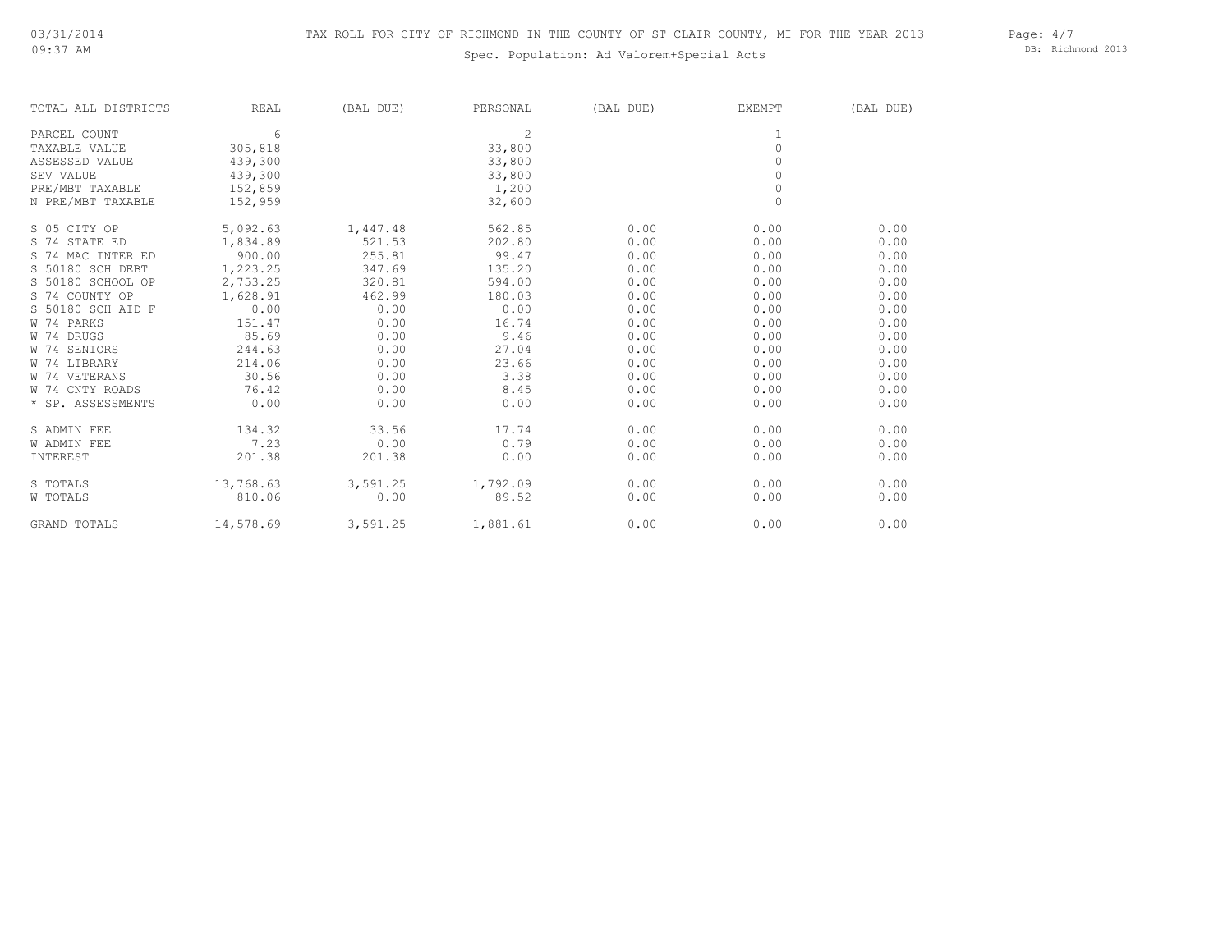TAX ROLL FOR CITY OF RICHMOND IN THE COUNTY OF ST CLAIR COUNTY, MI FOR THE YEAR 2013

Spec. Population: Ad Valorem+Special Acts

| TOTAL ALL DISTRICTS | REAL | (BAL DUE) | PERSONAL | (BAL DUE) | EXEMPT | (BAL DUE) |
|---|---|---|---|---|---|---|
| PARCEL COUNT | 6 | | 2 | | 1 | |
| TAXABLE VALUE | 305,818 | | 33,800 | | 0 | |
| ASSESSED VALUE | 439,300 | | 33,800 | | 0 | |
| SEV VALUE | 439,300 | | 33,800 | | 0 | |
| PRE/MBT TAXABLE | 152,859 | | 1,200 | | 0 | |
| N PRE/MBT TAXABLE | 152,959 | | 32,600 | | 0 | |
| S 05 CITY OP | 5,092.63 | 1,447.48 | 562.85 | 0.00 | 0.00 | 0.00 |
| S 74 STATE ED | 1,834.89 | 521.53 | 202.80 | 0.00 | 0.00 | 0.00 |
| S 74 MAC INTER ED | 900.00 | 255.81 | 99.47 | 0.00 | 0.00 | 0.00 |
| S 50180 SCH DEBT | 1,223.25 | 347.69 | 135.20 | 0.00 | 0.00 | 0.00 |
| S 50180 SCHOOL OP | 2,753.25 | 320.81 | 594.00 | 0.00 | 0.00 | 0.00 |
| S 74 COUNTY OP | 1,628.91 | 462.99 | 180.03 | 0.00 | 0.00 | 0.00 |
| S 50180 SCH AID F | 0.00 | 0.00 | 0.00 | 0.00 | 0.00 | 0.00 |
| W 74 PARKS | 151.47 | 0.00 | 16.74 | 0.00 | 0.00 | 0.00 |
| W 74 DRUGS | 85.69 | 0.00 | 9.46 | 0.00 | 0.00 | 0.00 |
| W 74 SENIORS | 244.63 | 0.00 | 27.04 | 0.00 | 0.00 | 0.00 |
| W 74 LIBRARY | 214.06 | 0.00 | 23.66 | 0.00 | 0.00 | 0.00 |
| W 74 VETERANS | 30.56 | 0.00 | 3.38 | 0.00 | 0.00 | 0.00 |
| W 74 CNTY ROADS | 76.42 | 0.00 | 8.45 | 0.00 | 0.00 | 0.00 |
| * SP. ASSESSMENTS | 0.00 | 0.00 | 0.00 | 0.00 | 0.00 | 0.00 |
| S ADMIN FEE | 134.32 | 33.56 | 17.74 | 0.00 | 0.00 | 0.00 |
| W ADMIN FEE | 7.23 | 0.00 | 0.79 | 0.00 | 0.00 | 0.00 |
| INTEREST | 201.38 | 201.38 | 0.00 | 0.00 | 0.00 | 0.00 |
| S TOTALS | 13,768.63 | 3,591.25 | 1,792.09 | 0.00 | 0.00 | 0.00 |
| W TOTALS | 810.06 | 0.00 | 89.52 | 0.00 | 0.00 | 0.00 |
| GRAND TOTALS | 14,578.69 | 3,591.25 | 1,881.61 | 0.00 | 0.00 | 0.00 |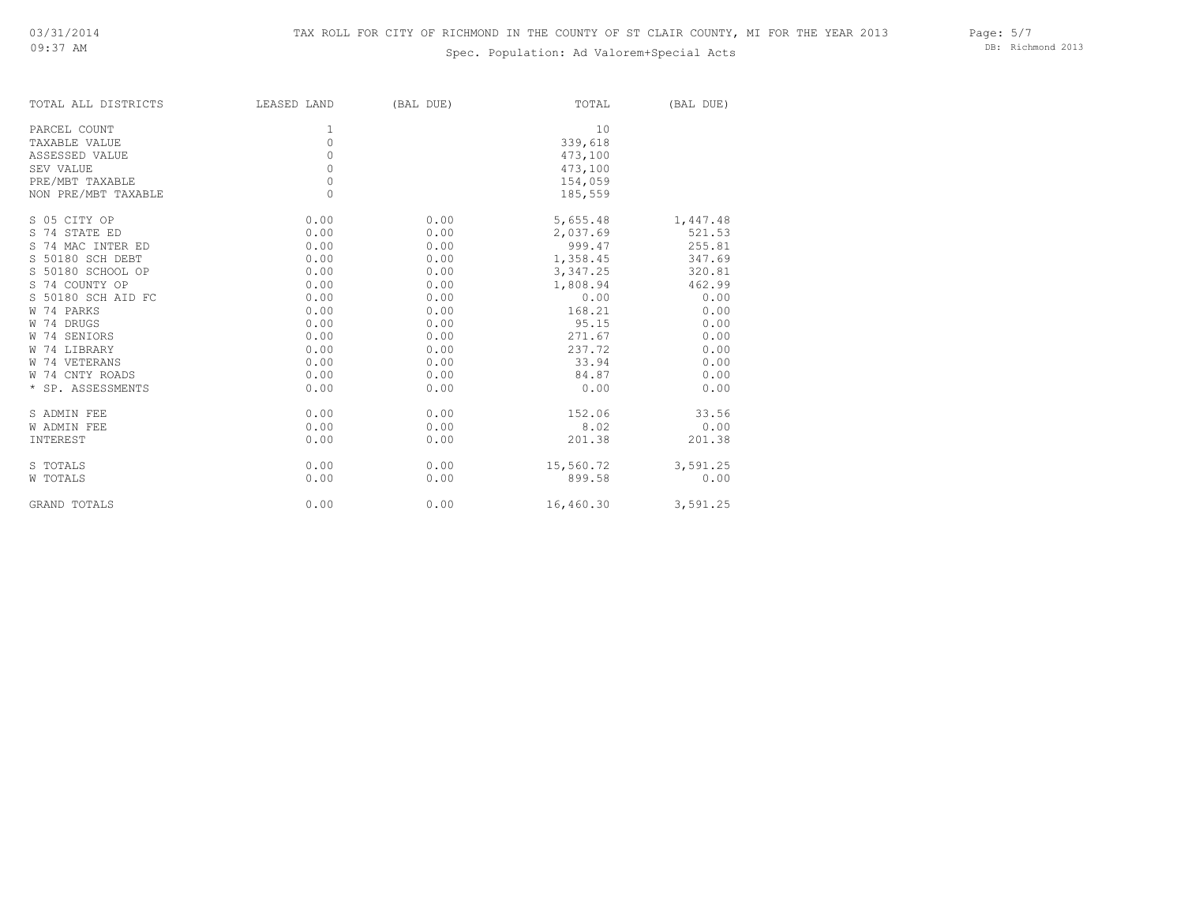# TAX ROLL FOR CITY OF RICHMOND IN THE COUNTY OF ST CLAIR COUNTY, MI FOR THE YEAR 2013

Spec. Population: Ad Valorem+Special Acts

| TOTAL ALL DISTRICTS | LEASED LAND | (BAL DUE) | TOTAL | (BAL DUE) |
|---|---|---|---|---|
| PARCEL COUNT | 1 | | 10 | |
| TAXABLE VALUE | 0 | | 339,618 | |
| ASSESSED VALUE | 0 | | 473,100 | |
| SEV VALUE | 0 | | 473,100 | |
| PRE/MBT TAXABLE | 0 | | 154,059 | |
| NON PRE/MBT TAXABLE | 0 | | 185,559 | |
| S 05 CITY OP | 0.00 | 0.00 | 5,655.48 | 1,447.48 |
| S 74 STATE ED | 0.00 | 0.00 | 2,037.69 | 521.53 |
| S 74 MAC INTER ED | 0.00 | 0.00 | 999.47 | 255.81 |
| S 50180 SCH DEBT | 0.00 | 0.00 | 1,358.45 | 347.69 |
| S 50180 SCHOOL OP | 0.00 | 0.00 | 3,347.25 | 320.81 |
| S 74 COUNTY OP | 0.00 | 0.00 | 1,808.94 | 462.99 |
| S 50180 SCH AID FC | 0.00 | 0.00 | 0.00 | 0.00 |
| W 74 PARKS | 0.00 | 0.00 | 168.21 | 0.00 |
| W 74 DRUGS | 0.00 | 0.00 | 95.15 | 0.00 |
| W 74 SENIORS | 0.00 | 0.00 | 271.67 | 0.00 |
| W 74 LIBRARY | 0.00 | 0.00 | 237.72 | 0.00 |
| W 74 VETERANS | 0.00 | 0.00 | 33.94 | 0.00 |
| W 74 CNTY ROADS | 0.00 | 0.00 | 84.87 | 0.00 |
| * SP. ASSESSMENTS | 0.00 | 0.00 | 0.00 | 0.00 |
| S ADMIN FEE | 0.00 | 0.00 | 152.06 | 33.56 |
| W ADMIN FEE | 0.00 | 0.00 | 8.02 | 0.00 |
| INTEREST | 0.00 | 0.00 | 201.38 | 201.38 |
| S TOTALS | 0.00 | 0.00 | 15,560.72 | 3,591.25 |
| W TOTALS | 0.00 | 0.00 | 899.58 | 0.00 |
| GRAND TOTALS | 0.00 | 0.00 | 16,460.30 | 3,591.25 |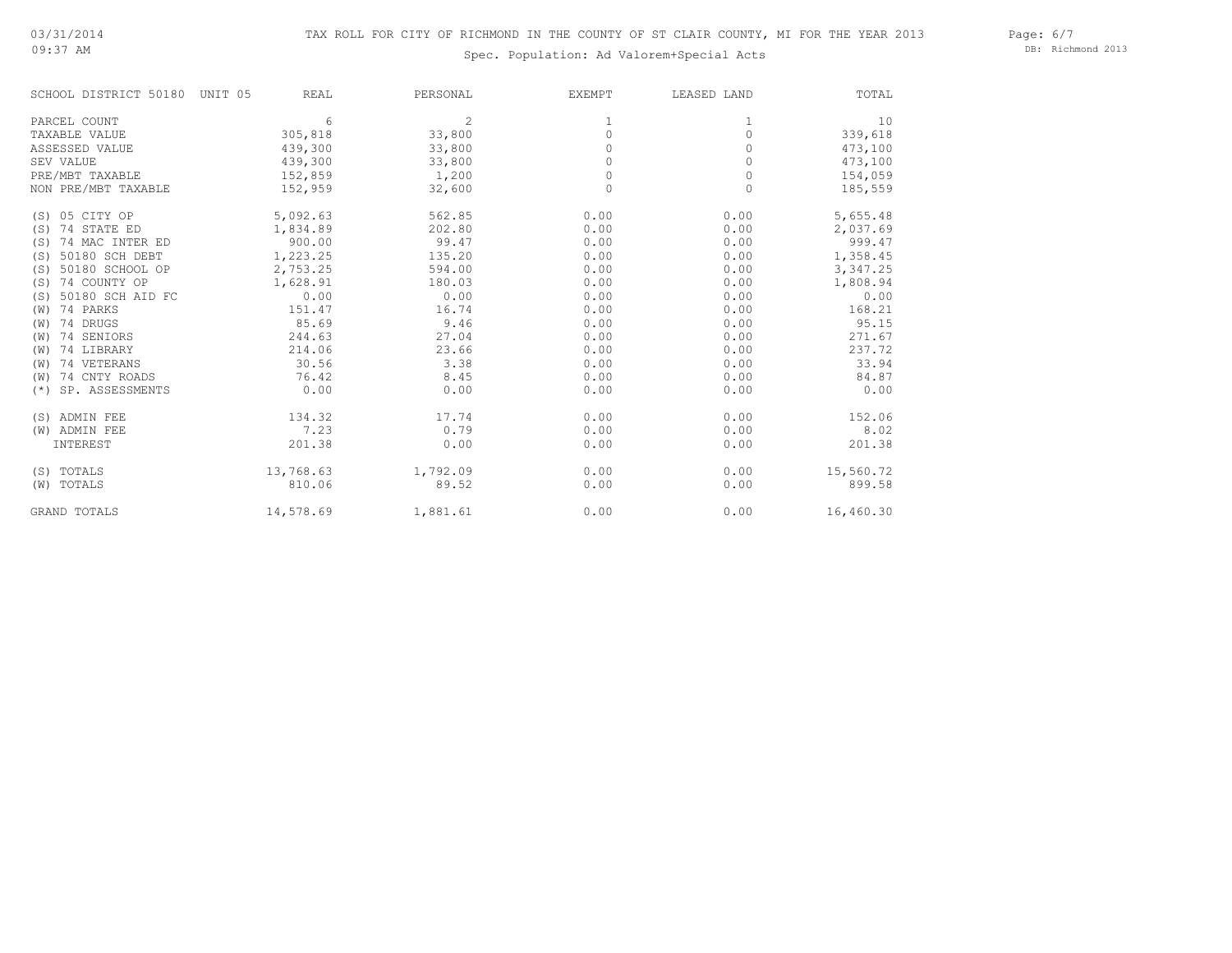# TAX ROLL FOR CITY OF RICHMOND IN THE COUNTY OF ST CLAIR COUNTY, MI FOR THE YEAR 2013

Spec. Population: Ad Valorem+Special Acts

| SCHOOL DISTRICT 50180 UNIT 05 | REAL | PERSONAL | EXEMPT | LEASED LAND | TOTAL |
|---|---|---|---|---|---|
| PARCEL COUNT | 6 | 2 | 1 | 1 | 10 |
| TAXABLE VALUE | 305,818 | 33,800 | 0 | 0 | 339,618 |
| ASSESSED VALUE | 439,300 | 33,800 | 0 | 0 | 473,100 |
| SEV VALUE | 439,300 | 33,800 | 0 | 0 | 473,100 |
| PRE/MBT TAXABLE | 152,859 | 1,200 | 0 | 0 | 154,059 |
| NON PRE/MBT TAXABLE | 152,959 | 32,600 | 0 | 0 | 185,559 |
| (S) 05 CITY OP | 5,092.63 | 562.85 | 0.00 | 0.00 | 5,655.48 |
| (S) 74 STATE ED | 1,834.89 | 202.80 | 0.00 | 0.00 | 2,037.69 |
| (S) 74 MAC INTER ED | 900.00 | 99.47 | 0.00 | 0.00 | 999.47 |
| (S) 50180 SCH DEBT | 1,223.25 | 135.20 | 0.00 | 0.00 | 1,358.45 |
| (S) 50180 SCHOOL OP | 2,753.25 | 594.00 | 0.00 | 0.00 | 3,347.25 |
| (S) 74 COUNTY OP | 1,628.91 | 180.03 | 0.00 | 0.00 | 1,808.94 |
| (S) 50180 SCH AID FC | 0.00 | 0.00 | 0.00 | 0.00 | 0.00 |
| (W) 74 PARKS | 151.47 | 16.74 | 0.00 | 0.00 | 168.21 |
| (W) 74 DRUGS | 85.69 | 9.46 | 0.00 | 0.00 | 95.15 |
| (W) 74 SENIORS | 244.63 | 27.04 | 0.00 | 0.00 | 271.67 |
| (W) 74 LIBRARY | 214.06 | 23.66 | 0.00 | 0.00 | 237.72 |
| (W) 74 VETERANS | 30.56 | 3.38 | 0.00 | 0.00 | 33.94 |
| (W) 74 CNTY ROADS | 76.42 | 8.45 | 0.00 | 0.00 | 84.87 |
| (*) SP. ASSESSMENTS | 0.00 | 0.00 | 0.00 | 0.00 | 0.00 |
| (S) ADMIN FEE | 134.32 | 17.74 | 0.00 | 0.00 | 152.06 |
| (W) ADMIN FEE | 7.23 | 0.79 | 0.00 | 0.00 | 8.02 |
| INTEREST | 201.38 | 0.00 | 0.00 | 0.00 | 201.38 |
| (S) TOTALS | 13,768.63 | 1,792.09 | 0.00 | 0.00 | 15,560.72 |
| (W) TOTALS | 810.06 | 89.52 | 0.00 | 0.00 | 899.58 |
| GRAND TOTALS | 14,578.69 | 1,881.61 | 0.00 | 0.00 | 16,460.30 |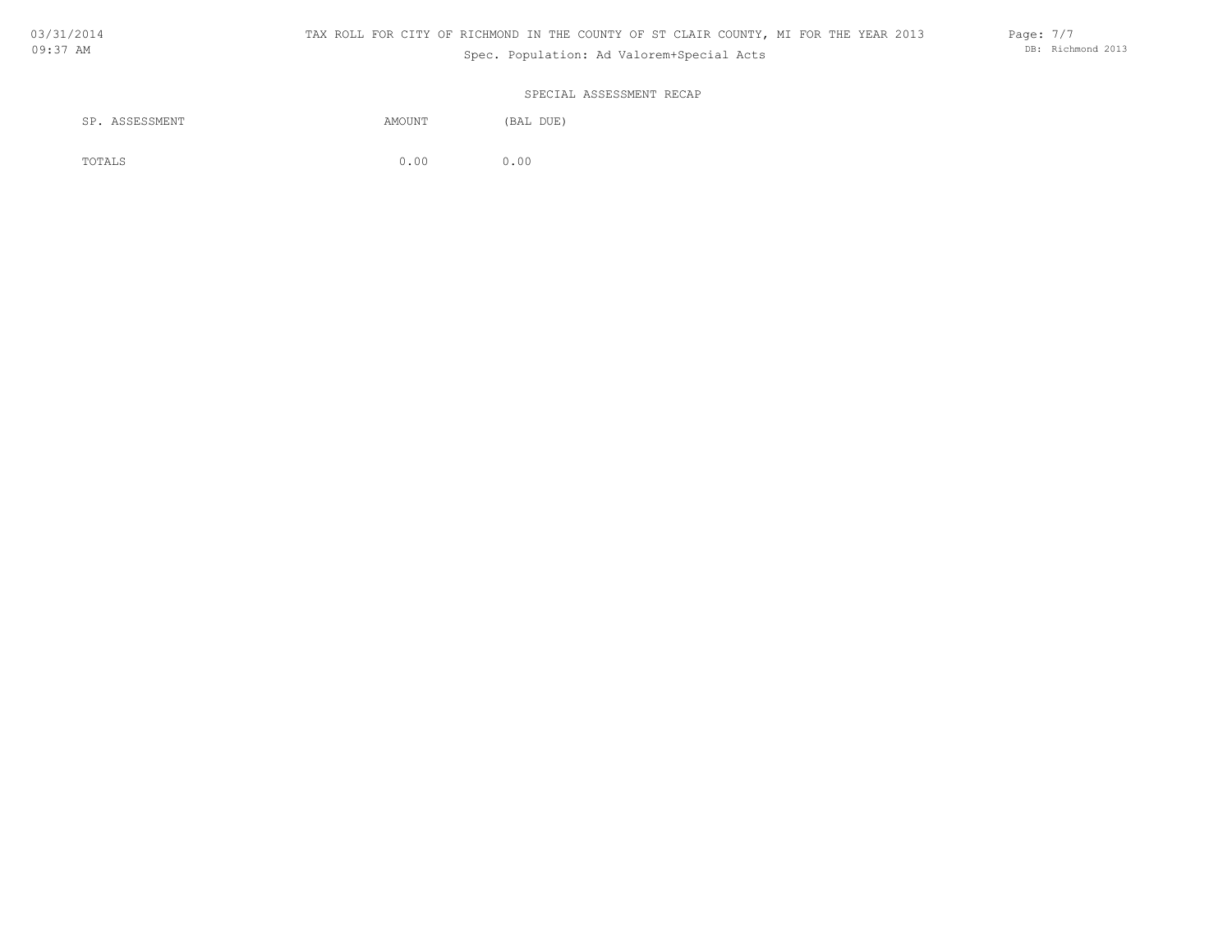## SPECIAL ASSESSMENT RECAP

| SP. ASSESSMENT | AMOUNT | (BAL DUE) |
|---|---|---|
| TOTALS | 0.00 | 0.00 |